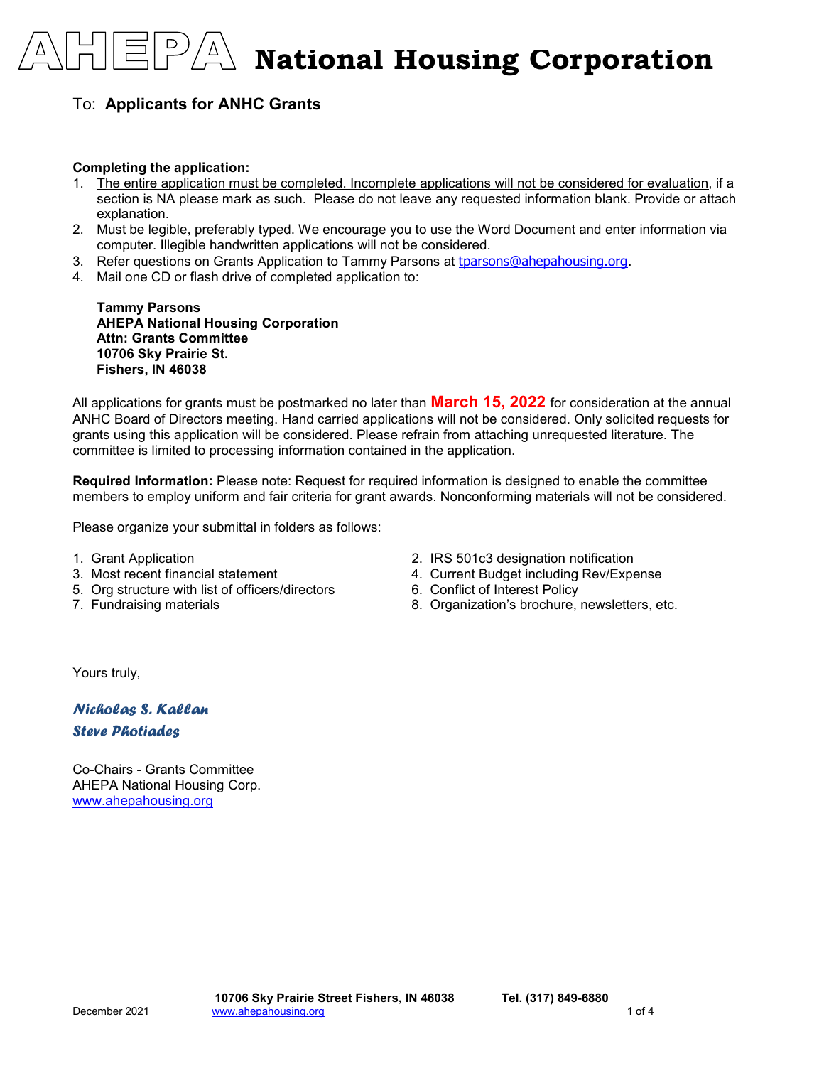# AHEPA National Housing Corporation

To: **Applicants for ANHC Grants**

**Completing the application:**

1. The entire application must be completed. Incomplete applications will not be considered for evaluation, if a section is NA please mark as such. Please do not leave any requested information blank. Provide or attach explanation.
2. Must be legible, preferably typed. We encourage you to use the Word Document and enter information via computer. Illegible handwritten applications will not be considered.
3. Refer questions on Grants Application to Tammy Parsons at tparsons@ahepahousing.org.
4. Mail one CD or flash drive of completed application to:

   **Tammy Parsons**
   **AHEPA National Housing Corporation**
   **Attn: Grants Committee**
   **10706 Sky Prairie St.**
   **Fishers, IN 46038**

All applications for grants must be postmarked no later than **March 15, 2022** for consideration at the annual ANHC Board of Directors meeting. Hand carried applications will not be considered. Only solicited requests for grants using this application will be considered. Please refrain from attaching unrequested literature. The committee is limited to processing information contained in the application.

**Required Information:** Please note: Request for required information is designed to enable the committee members to employ uniform and fair criteria for grant awards. Nonconforming materials will not be considered.

Please organize your submittal in folders as follows:

1. Grant Application
2. IRS 501c3 designation notification
3. Most recent financial statement
4. Current Budget including Rev/Expense
5. Org structure with list of officers/directors
6. Conflict of Interest Policy
7. Fundraising materials
8. Organization's brochure, newsletters, etc.

Yours truly,

*Nicholas S. Kallan*
*Steve Photiades*

Co-Chairs - Grants Committee
AHEPA National Housing Corp.
www.ahepahousing.org

December 2021 — **10706 Sky Prairie Street Fishers, IN 46038** — **Tel. (317) 849-6880** — www.ahepahousing.org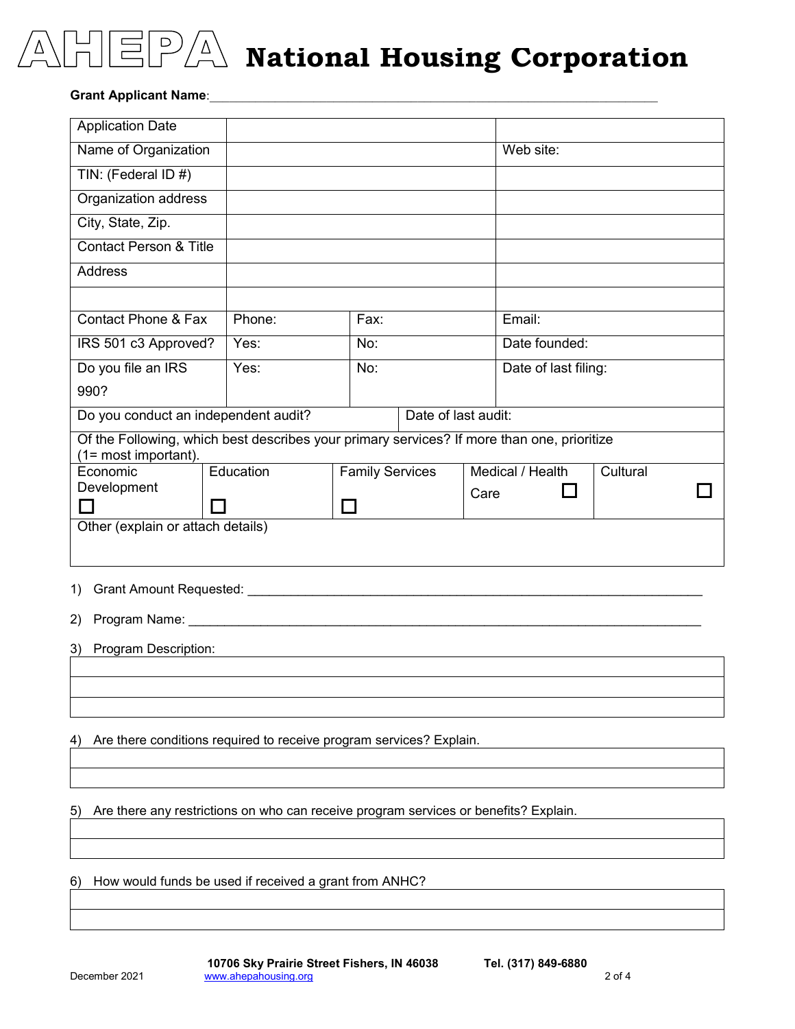# AHEPA National Housing Corporation

**Grant Applicant Name**:_______________________________________________________________

| | | | | |
|---|---|---|---|---|
| Application Date | | | | |
| Name of Organization | | | Web site: | |
| TIN: (Federal ID #) | | | | |
| Organization address | | | | |
| City, State, Zip. | | | | |
| Contact Person & Title | | | | |
| Address | | | | |
| | | | | |
| Contact Phone & Fax | Phone: | Fax: | Email: | |
| IRS 501 c3 Approved? | Yes: | No: | Date founded: | |
| Do you file an IRS 990? | Yes: | No: | Date of last filing: | |
| Do you conduct an independent audit? | | Date of last audit: | | |

Of the Following, which best describes your primary services? If more than one, prioritize (1= most important).

| Economic Development ☐ | Education ☐ | Family Services ☐ | Medical / Health Care ☐ | Cultural ☐ |
|---|---|---|---|---|

Other (explain or attach details)

1) Grant Amount Requested: _______________________________________________________________

2) Program Name: _______________________________________________________________

3) Program Description:

4) Are there conditions required to receive program services? Explain.

5) Are there any restrictions on who can receive program services or benefits? Explain.

6) How would funds be used if received a grant from ANHC?

December 2021 — 10706 Sky Prairie Street Fishers, IN 46038 — Tel. (317) 849-6880 — www.ahepahousing.org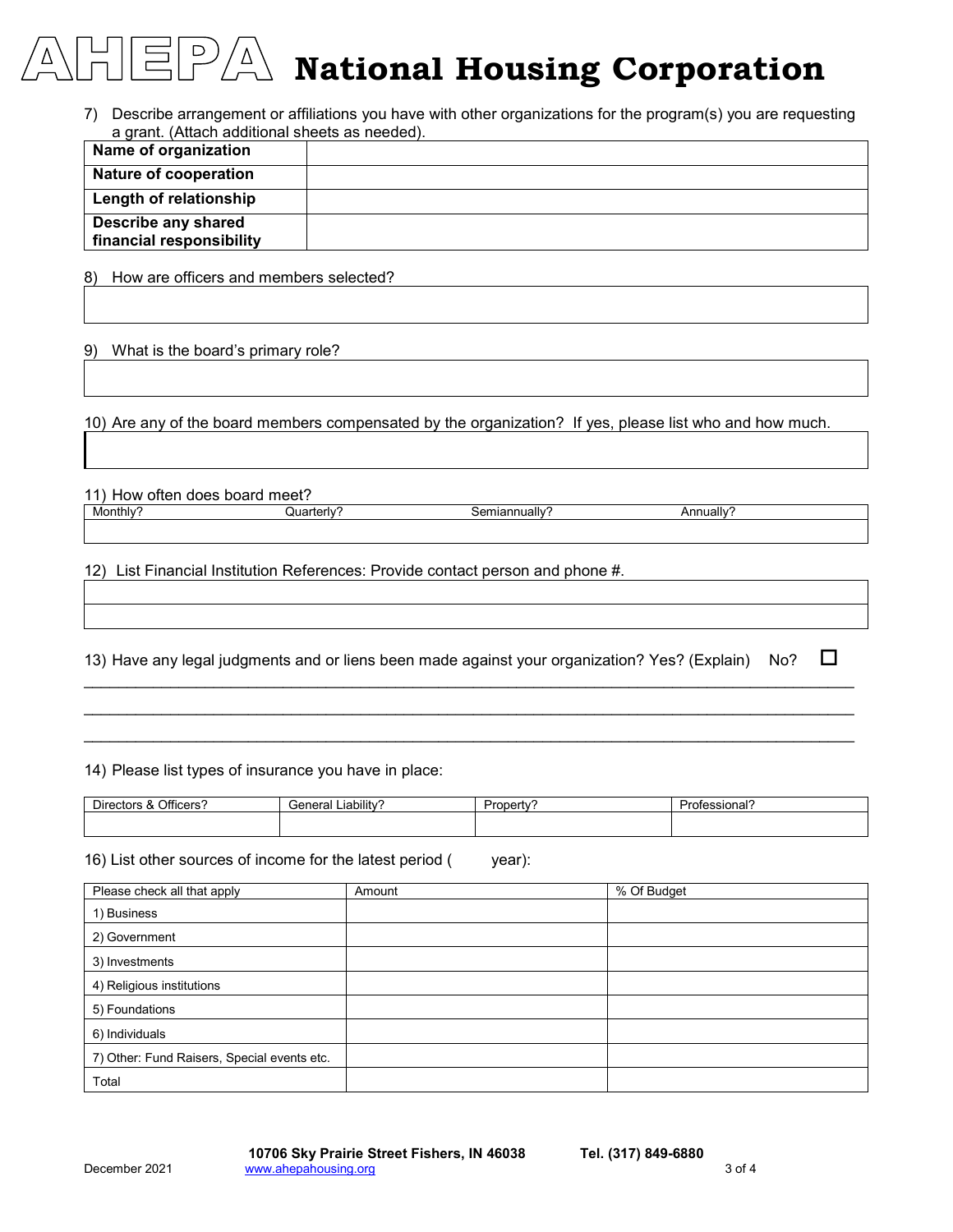# AHEPA National Housing Corporation

7) Describe arrangement or affiliations you have with other organizations for the program(s) you are requesting a grant. (Attach additional sheets as needed).

| **Name of organization** | |
|---|---|
| **Nature of cooperation** | |
| **Length of relationship** | |
| **Describe any shared financial responsibility** | |

8) How are officers and members selected?

9) What is the board's primary role?

10) Are any of the board members compensated by the organization? If yes, please list who and how much.

11) How often does board meet?

| Monthly? | Quarterly? | Semiannually? | Annually? |
|---|---|---|---|
| | | | |

12) List Financial Institution References: Provide contact person and phone #.

13) Have any legal judgments and or liens been made against your organization? Yes? (Explain) No? ☐

\_\_\_\_\_\_\_\_\_\_\_\_\_\_\_\_\_\_\_\_\_\_\_\_\_\_\_\_\_\_\_\_\_\_\_\_\_\_\_\_\_\_\_\_\_\_\_\_\_\_\_\_\_\_\_\_\_\_\_\_\_\_\_\_\_\_\_\_\_\_\_\_\_\_\_\_

\_\_\_\_\_\_\_\_\_\_\_\_\_\_\_\_\_\_\_\_\_\_\_\_\_\_\_\_\_\_\_\_\_\_\_\_\_\_\_\_\_\_\_\_\_\_\_\_\_\_\_\_\_\_\_\_\_\_\_\_\_\_\_\_\_\_\_\_\_\_\_\_\_\_\_\_

\_\_\_\_\_\_\_\_\_\_\_\_\_\_\_\_\_\_\_\_\_\_\_\_\_\_\_\_\_\_\_\_\_\_\_\_\_\_\_\_\_\_\_\_\_\_\_\_\_\_\_\_\_\_\_\_\_\_\_\_\_\_\_\_\_\_\_\_\_\_\_\_\_\_\_\_

14) Please list types of insurance you have in place:

| Directors & Officers? | General Liability? | Property? | Professional? |
|---|---|---|---|
| | | | |

16) List other sources of income for the latest period (&nbsp;&nbsp;&nbsp;&nbsp;&nbsp;&nbsp; year):

| Please check all that apply | Amount | % Of Budget |
|---|---|---|
| 1) Business | | |
| 2) Government | | |
| 3) Investments | | |
| 4) Religious institutions | | |
| 5) Foundations | | |
| 6) Individuals | | |
| 7) Other: Fund Raisers, Special events etc. | | |
| Total | | |

December 2021 &nbsp;&nbsp; **10706 Sky Prairie Street Fishers, IN 46038** &nbsp;&nbsp; **Tel. (317) 849-6880** &nbsp;&nbsp; www.ahepahousing.org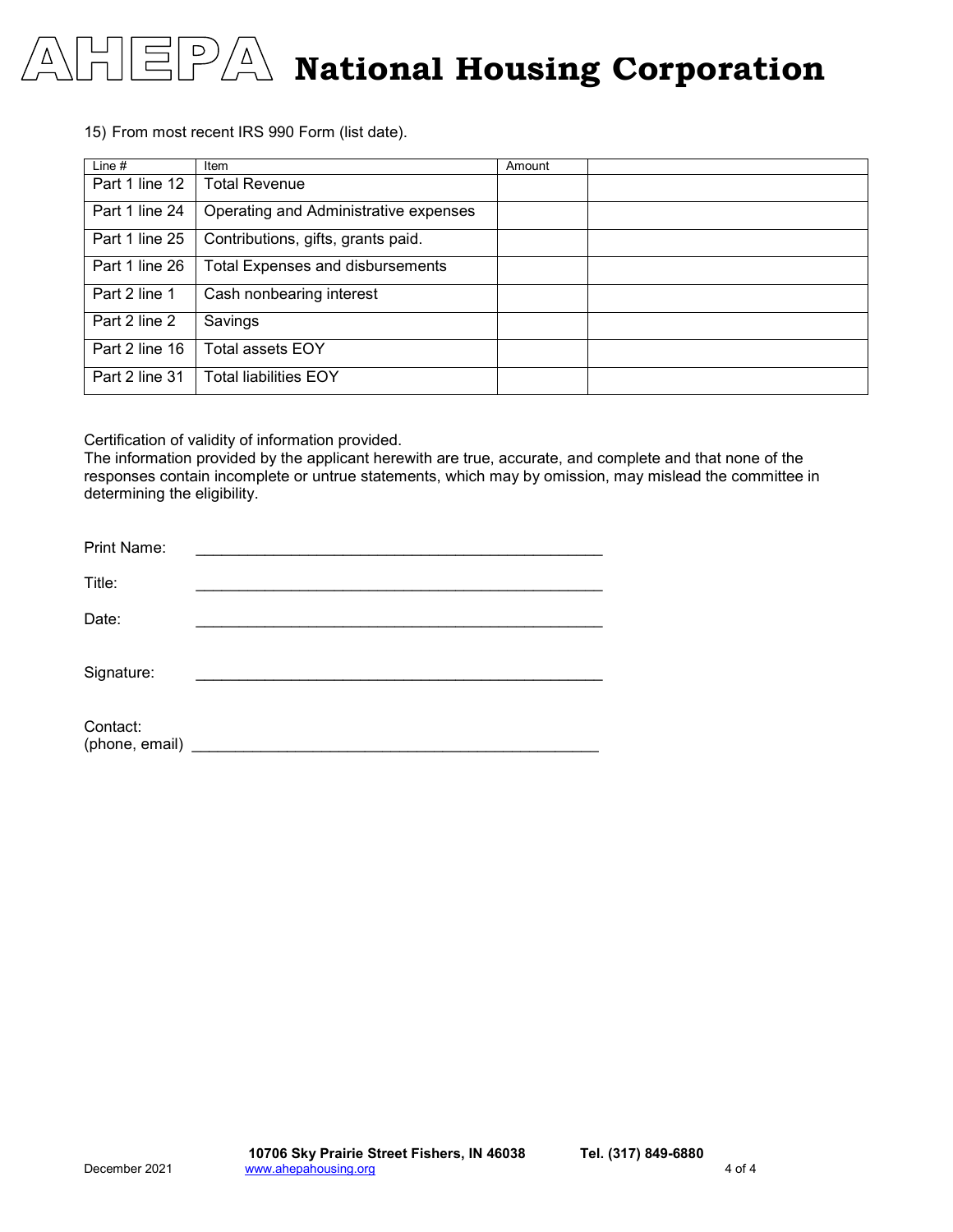15) From most recent IRS 990 Form (list date).

| Line # | Item | Amount | |
|---|---|---|---|
| Part 1 line 12 | Total Revenue | | |
| Part 1 line 24 | Operating and Administrative expenses | | |
| Part 1 line 25 | Contributions, gifts, grants paid. | | |
| Part 1 line 26 | Total Expenses and disbursements | | |
| Part 2 line 1 | Cash nonbearing interest | | |
| Part 2 line 2 | Savings | | |
| Part 2 line 16 | Total assets EOY | | |
| Part 2 line 31 | Total liabilities EOY | | |

Certification of validity of information provided.
The information provided by the applicant herewith are true, accurate, and complete and that none of the responses contain incomplete or untrue statements, which may by omission, may mislead the committee in determining the eligibility.

Print Name: _______________________________________________

Title: _______________________________________________

Date: _______________________________________________

Signature: _______________________________________________

Contact:
(phone, email) _______________________________________________